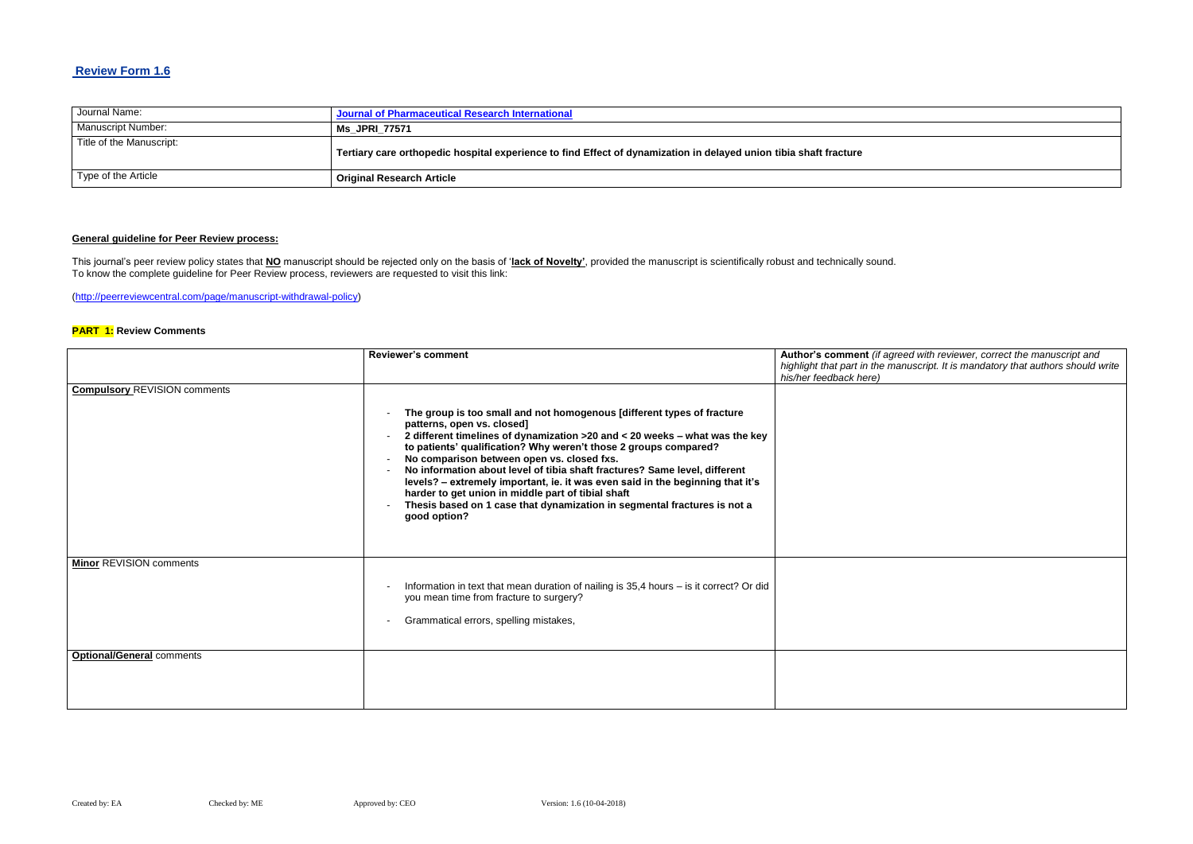## Review Form 1.6

| Journal Name: | Journal of Pharmaceutical Research International |
| --- | --- |
| Manuscript Number: | **Ms_JPRI_77571** |
| Title of the Manuscript: | **Tertiary care orthopedic hospital experience to find Effect of dynamization in delayed union tibia shaft fracture** |
| Type of the Article | **Original Research Article** |

**General guideline for Peer Review process:**

This journal's peer review policy states that **NO** manuscript should be rejected only on the basis of '**lack of Novelty'**, provided the manuscript is scientifically robust and technically sound.
To know the complete guideline for Peer Review process, reviewers are requested to visit this link:

(http://peerreviewcentral.com/page/manuscript-withdrawal-policy)

**PART 1:** **Review Comments**

| | **Reviewer's comment** | **Author's comment** *(if agreed with reviewer, correct the manuscript and highlight that part in the manuscript. It is mandatory that authors should write his/her feedback here)* |
| --- | --- | --- |
| **Compulsory** REVISION comments | - **The group is too small and not homogenous [different types of fracture patterns, open vs. closed]**<br>- **2 different timelines of dynamization >20 and < 20 weeks – what was the key to patients' qualification? Why weren't those 2 groups compared?**<br>- **No comparison between open vs. closed fxs.**<br>- **No information about level of tibia shaft fractures? Same level, different levels? – extremely important, ie. it was even said in the beginning that it's harder to get union in middle part of tibial shaft**<br>- **Thesis based on 1 case that dynamization in segmental fractures is not a good option?** | |
| **Minor** REVISION comments | - Information in text that mean duration of nailing is 35,4 hours – is it correct? Or did you mean time from fracture to surgery?<br>- Grammatical errors, spelling mistakes, | |
| **Optional/General** comments | | |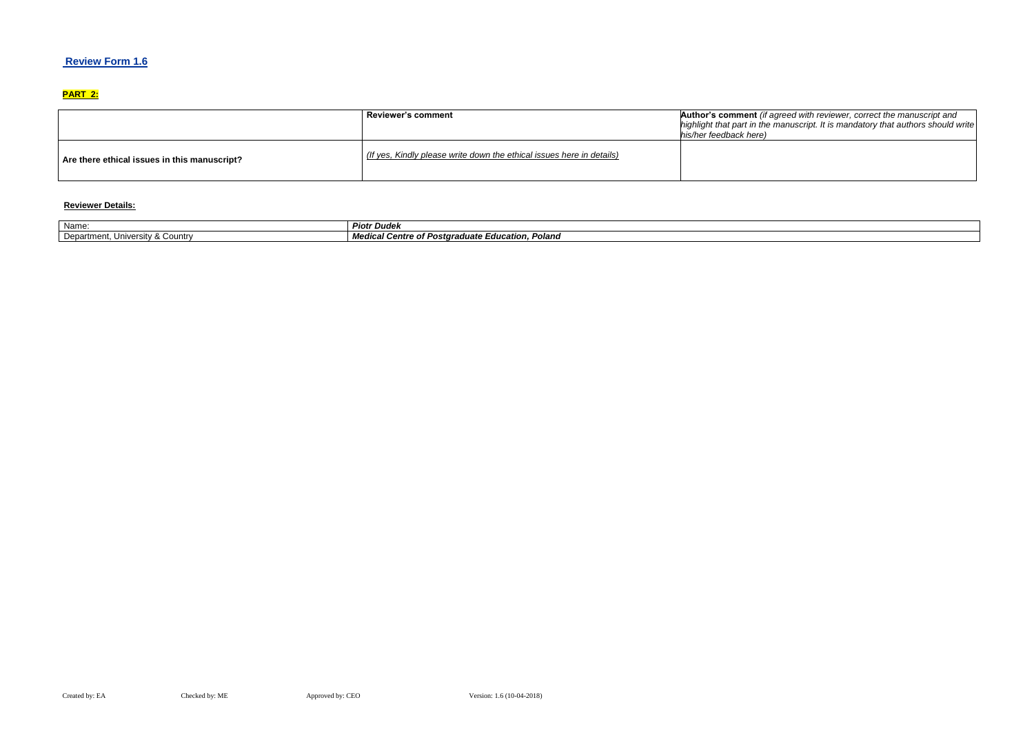## Review Form 1.6

**PART 2:**

| | Reviewer's comment | **Author's comment** *(if agreed with reviewer, correct the manuscript and highlight that part in the manuscript. It is mandatory that authors should write his/her feedback here)* |
|---|---|---|
| **Are there ethical issues in this manuscript?** | *(If yes, Kindly please write down the ethical issues here in details)* | |

**Reviewer Details:**

| | |
|---|---|
| Name: | ***Piotr Dudek*** |
| Department, University & Country | ***Medical Centre of Postgraduate Education, Poland*** |

Created by: EA Checked by: ME Approved by: CEO Version: 1.6 (10-04-2018)